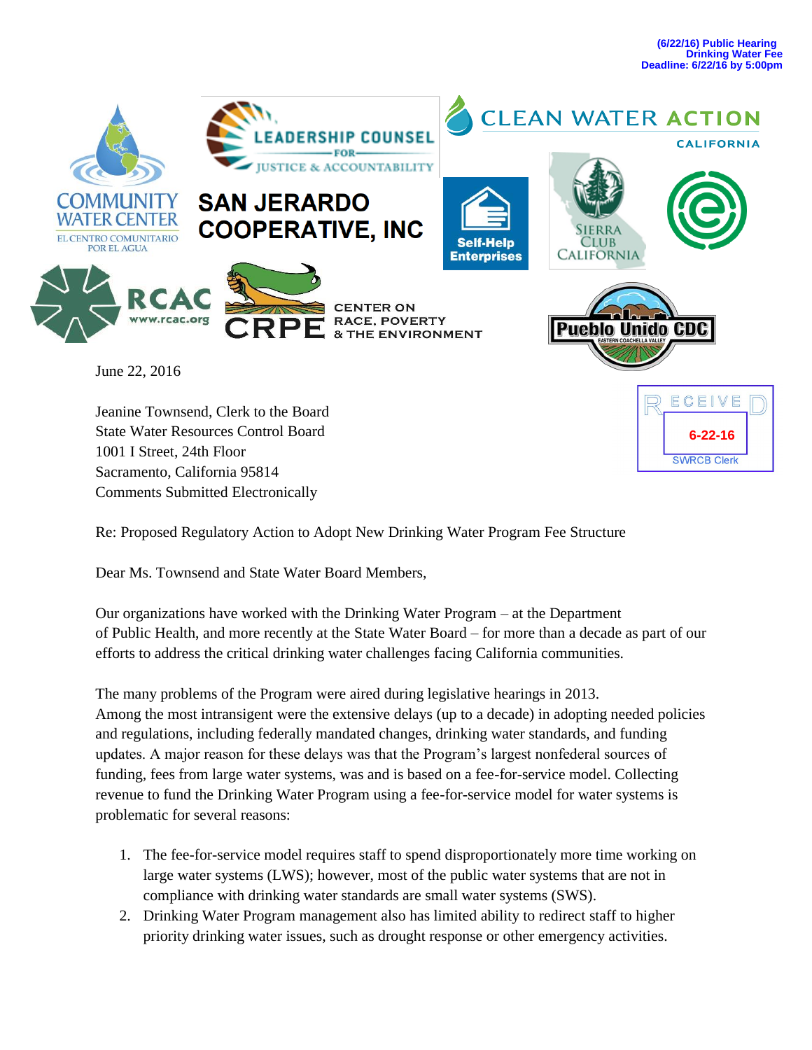(6/22/16) Public Hearing
Drinking Water Fee
Deadline: 6/22/16 by 5:00pm

COMMUNITY WATER CENTER
EL CENTRO COMUNITARIO POR EL AGUA

LEADERSHIP COUNSEL FOR JUSTICE & ACCOUNTABILITY

CLEAN WATER ACTION CALIFORNIA

SAN JERARDO COOPERATIVE, INC

Self-Help Enterprises

SIERRA CLUB CALIFORNIA

RCAC www.rcac.org

CRPE CENTER ON RACE, POVERTY & THE ENVIRONMENT

Pueblo Unido CDC EASTERN COACHELLA VALLEY

RECEIVED
6-22-16
SWRCB Clerk

June 22, 2016

Jeanine Townsend, Clerk to the Board
State Water Resources Control Board
1001 I Street, 24th Floor
Sacramento, California 95814
Comments Submitted Electronically

Re: Proposed Regulatory Action to Adopt New Drinking Water Program Fee Structure

Dear Ms. Townsend and State Water Board Members,

Our organizations have worked with the Drinking Water Program – at the Department of Public Health, and more recently at the State Water Board – for more than a decade as part of our efforts to address the critical drinking water challenges facing California communities.

The many problems of the Program were aired during legislative hearings in 2013. Among the most intransigent were the extensive delays (up to a decade) in adopting needed policies and regulations, including federally mandated changes, drinking water standards, and funding updates. A major reason for these delays was that the Program's largest nonfederal sources of funding, fees from large water systems, was and is based on a fee-for-service model. Collecting revenue to fund the Drinking Water Program using a fee-for-service model for water systems is problematic for several reasons:

1. The fee-for-service model requires staff to spend disproportionately more time working on large water systems (LWS); however, most of the public water systems that are not in compliance with drinking water standards are small water systems (SWS).
2. Drinking Water Program management also has limited ability to redirect staff to higher priority drinking water issues, such as drought response or other emergency activities.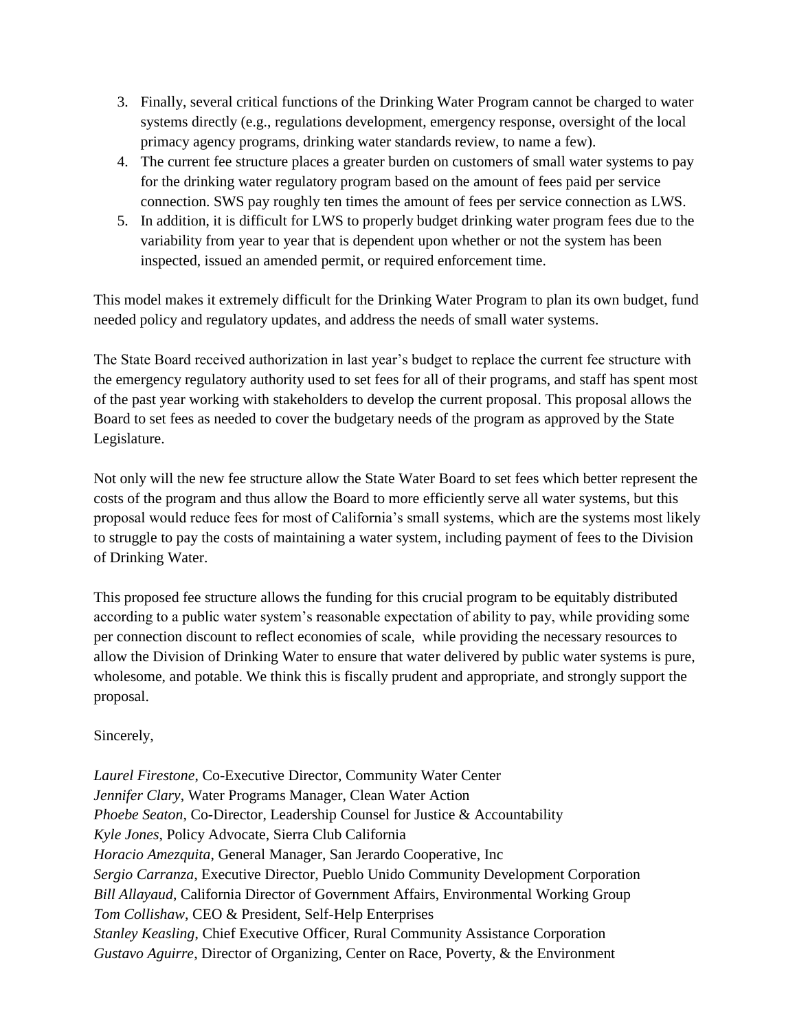3. Finally, several critical functions of the Drinking Water Program cannot be charged to water systems directly (e.g., regulations development, emergency response, oversight of the local primacy agency programs, drinking water standards review, to name a few).
4. The current fee structure places a greater burden on customers of small water systems to pay for the drinking water regulatory program based on the amount of fees paid per service connection. SWS pay roughly ten times the amount of fees per service connection as LWS.
5. In addition, it is difficult for LWS to properly budget drinking water program fees due to the variability from year to year that is dependent upon whether or not the system has been inspected, issued an amended permit, or required enforcement time.

This model makes it extremely difficult for the Drinking Water Program to plan its own budget, fund needed policy and regulatory updates, and address the needs of small water systems.

The State Board received authorization in last year's budget to replace the current fee structure with the emergency regulatory authority used to set fees for all of their programs, and staff has spent most of the past year working with stakeholders to develop the current proposal. This proposal allows the Board to set fees as needed to cover the budgetary needs of the program as approved by the State Legislature.

Not only will the new fee structure allow the State Water Board to set fees which better represent the costs of the program and thus allow the Board to more efficiently serve all water systems, but this proposal would reduce fees for most of California's small systems, which are the systems most likely to struggle to pay the costs of maintaining a water system, including payment of fees to the Division of Drinking Water.

This proposed fee structure allows the funding for this crucial program to be equitably distributed according to a public water system's reasonable expectation of ability to pay, while providing some per connection discount to reflect economies of scale, while providing the necessary resources to allow the Division of Drinking Water to ensure that water delivered by public water systems is pure, wholesome, and potable. We think this is fiscally prudent and appropriate, and strongly support the proposal.

Sincerely,

*Laurel Firestone*, Co-Executive Director, Community Water Center
*Jennifer Clary*, Water Programs Manager, Clean Water Action
*Phoebe Seaton*, Co-Director, Leadership Counsel for Justice & Accountability
*Kyle Jones*, Policy Advocate, Sierra Club California
*Horacio Amezquita*, General Manager, San Jerardo Cooperative, Inc
*Sergio Carranza*, Executive Director, Pueblo Unido Community Development Corporation
*Bill Allayaud*, California Director of Government Affairs, Environmental Working Group
*Tom Collishaw*, CEO & President, Self-Help Enterprises
*Stanley Keasling*, Chief Executive Officer, Rural Community Assistance Corporation
*Gustavo Aguirre*, Director of Organizing, Center on Race, Poverty, & the Environment